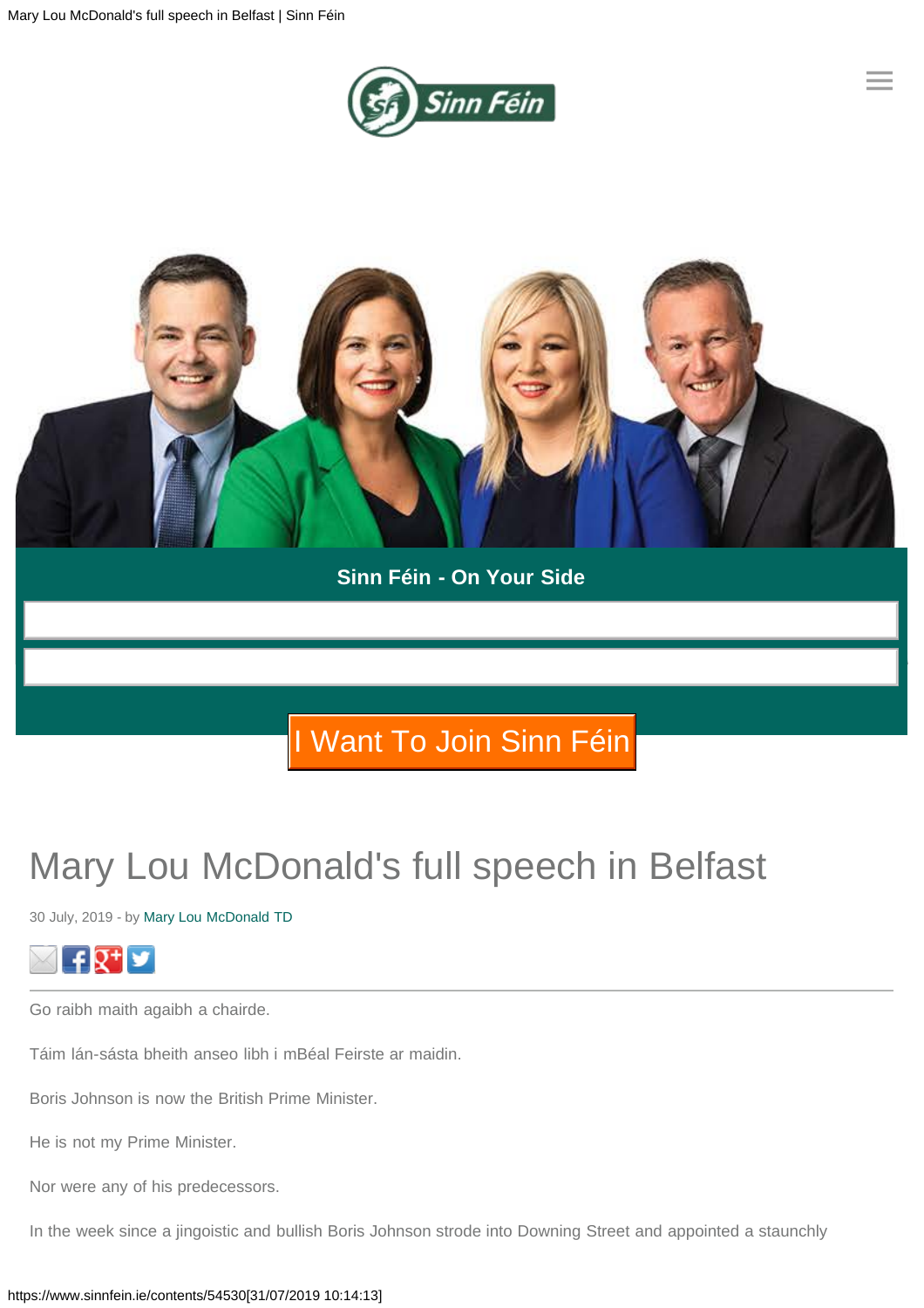Sinn Féin - On Your Side

I Want To Join Sinn Féin

# Mary Lou McDonald's full speech in Belfast

30 July, 2019 - by Mary Lou McDonald TD

Go raibh maith agaibh a chairde.

Táim lán-sásta bheith anseo libh i mBéal Feirste ar maidin.

Boris Johnson is now the British Prime Minister.

He is not my Prime Minister.

Nor were any of his predecessors.

In the week since a jingoistic and bullish Boris Johnson strode into Downing Street and appointed a staunchly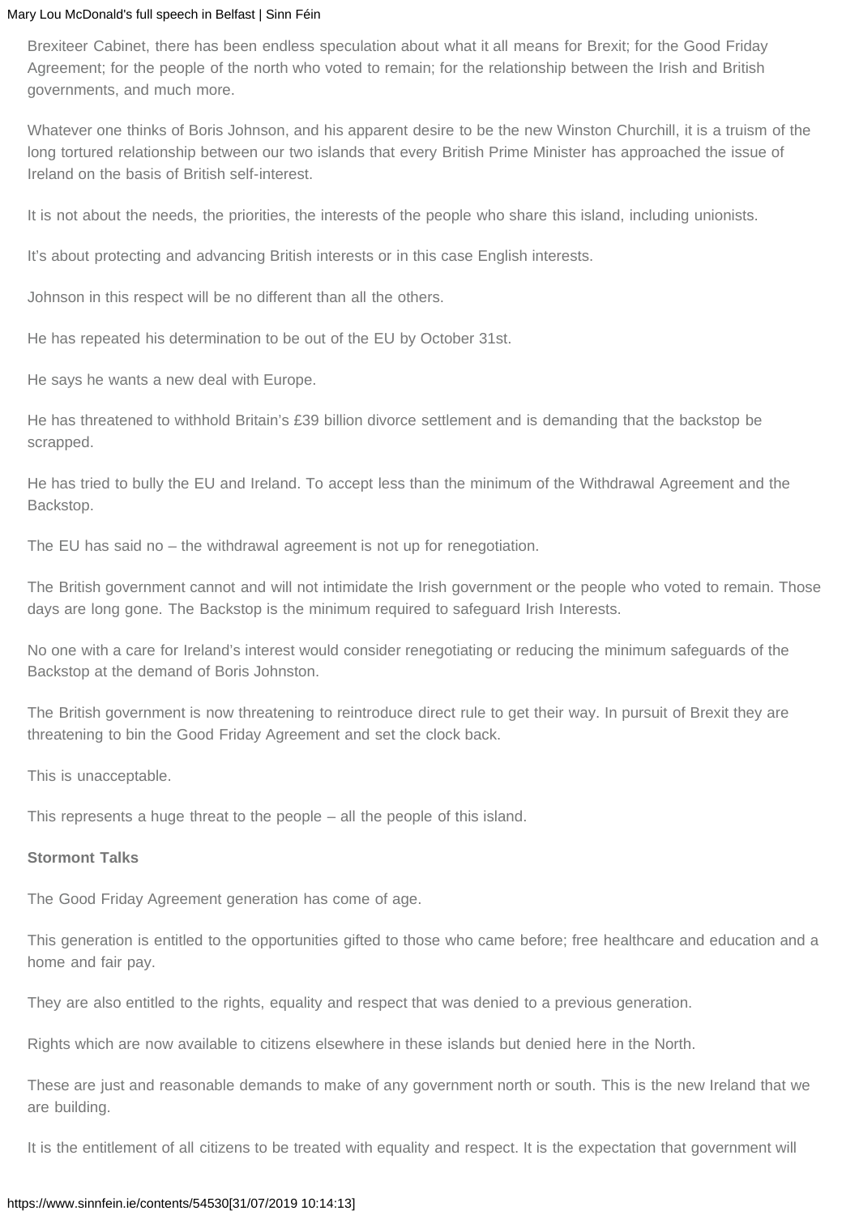Brexiteer Cabinet, there has been endless speculation about what it all means for Brexit; for the Good Friday Agreement; for the people of the north who voted to remain; for the relationship between the Irish and British governments, and much more.

Whatever one thinks of Boris Johnson, and his apparent desire to be the new Winston Churchill, it is a truism of the long tortured relationship between our two islands that every British Prime Minister has approached the issue of Ireland on the basis of British self-interest.

It is not about the needs, the priorities, the interests of the people who share this island, including unionists.

It's about protecting and advancing British interests or in this case English interests.

Johnson in this respect will be no different than all the others.

He has repeated his determination to be out of the EU by October 31st.

He says he wants a new deal with Europe.

He has threatened to withhold Britain's £39 billion divorce settlement and is demanding that the backstop be scrapped.

He has tried to bully the EU and Ireland. To accept less than the minimum of the Withdrawal Agreement and the Backstop.

The EU has said no – the withdrawal agreement is not up for renegotiation.

The British government cannot and will not intimidate the Irish government or the people who voted to remain. Those days are long gone. The Backstop is the minimum required to safeguard Irish Interests.

No one with a care for Ireland's interest would consider renegotiating or reducing the minimum safeguards of the Backstop at the demand of Boris Johnston.

The British government is now threatening to reintroduce direct rule to get their way. In pursuit of Brexit they are threatening to bin the Good Friday Agreement and set the clock back.

This is unacceptable.

This represents a huge threat to the people – all the people of this island.

**Stormont Talks**

The Good Friday Agreement generation has come of age.

This generation is entitled to the opportunities gifted to those who came before; free healthcare and education and a home and fair pay.

They are also entitled to the rights, equality and respect that was denied to a previous generation.

Rights which are now available to citizens elsewhere in these islands but denied here in the North.

These are just and reasonable demands to make of any government north or south. This is the new Ireland that we are building.

It is the entitlement of all citizens to be treated with equality and respect. It is the expectation that government will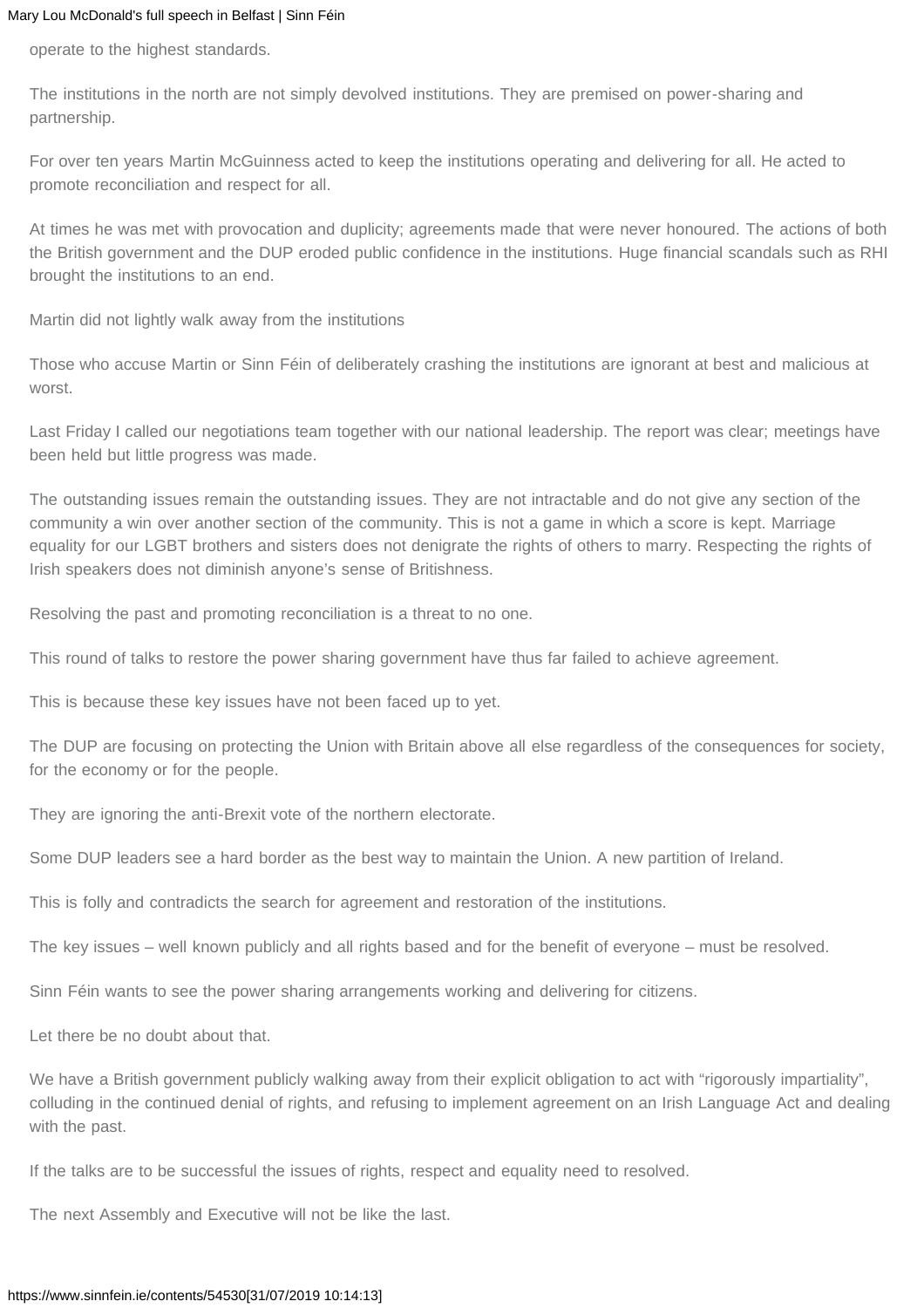operate to the highest standards.

The institutions in the north are not simply devolved institutions. They are premised on power-sharing and partnership.

For over ten years Martin McGuinness acted to keep the institutions operating and delivering for all. He acted to promote reconciliation and respect for all.

At times he was met with provocation and duplicity; agreements made that were never honoured. The actions of both the British government and the DUP eroded public confidence in the institutions. Huge financial scandals such as RHI brought the institutions to an end.

Martin did not lightly walk away from the institutions

Those who accuse Martin or Sinn Féin of deliberately crashing the institutions are ignorant at best and malicious at worst.

Last Friday I called our negotiations team together with our national leadership. The report was clear; meetings have been held but little progress was made.

The outstanding issues remain the outstanding issues. They are not intractable and do not give any section of the community a win over another section of the community. This is not a game in which a score is kept. Marriage equality for our LGBT brothers and sisters does not denigrate the rights of others to marry. Respecting the rights of Irish speakers does not diminish anyone's sense of Britishness.

Resolving the past and promoting reconciliation is a threat to no one.

This round of talks to restore the power sharing government have thus far failed to achieve agreement.

This is because these key issues have not been faced up to yet.

The DUP are focusing on protecting the Union with Britain above all else regardless of the consequences for society, for the economy or for the people.

They are ignoring the anti-Brexit vote of the northern electorate.

Some DUP leaders see a hard border as the best way to maintain the Union. A new partition of Ireland.

This is folly and contradicts the search for agreement and restoration of the institutions.

The key issues – well known publicly and all rights based and for the benefit of everyone – must be resolved.

Sinn Féin wants to see the power sharing arrangements working and delivering for citizens.

Let there be no doubt about that.

We have a British government publicly walking away from their explicit obligation to act with "rigorously impartiality", colluding in the continued denial of rights, and refusing to implement agreement on an Irish Language Act and dealing with the past.

If the talks are to be successful the issues of rights, respect and equality need to resolved.

The next Assembly and Executive will not be like the last.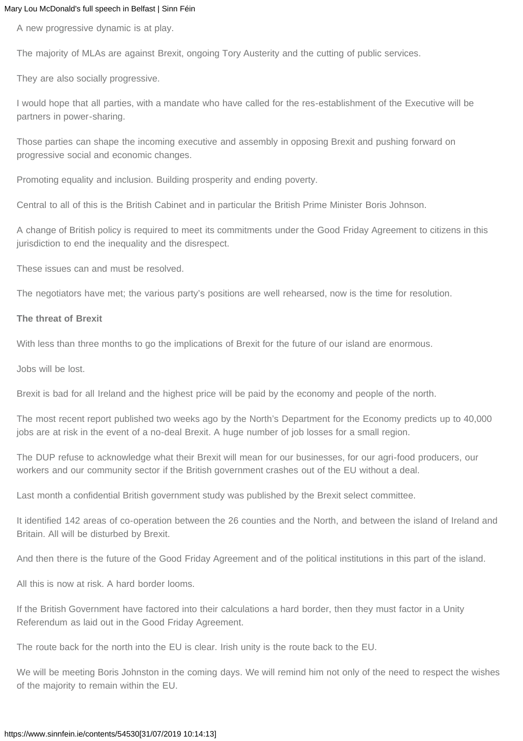A new progressive dynamic is at play.

The majority of MLAs are against Brexit, ongoing Tory Austerity and the cutting of public services.

They are also socially progressive.

I would hope that all parties, with a mandate who have called for the res-establishment of the Executive will be partners in power-sharing.

Those parties can shape the incoming executive and assembly in opposing Brexit and pushing forward on progressive social and economic changes.

Promoting equality and inclusion. Building prosperity and ending poverty.

Central to all of this is the British Cabinet and in particular the British Prime Minister Boris Johnson.

A change of British policy is required to meet its commitments under the Good Friday Agreement to citizens in this jurisdiction to end the inequality and the disrespect.

These issues can and must be resolved.

The negotiators have met; the various party's positions are well rehearsed, now is the time for resolution.

**The threat of Brexit**

With less than three months to go the implications of Brexit for the future of our island are enormous.

Jobs will be lost.

Brexit is bad for all Ireland and the highest price will be paid by the economy and people of the north.

The most recent report published two weeks ago by the North's Department for the Economy predicts up to 40,000 jobs are at risk in the event of a no-deal Brexit. A huge number of job losses for a small region.

The DUP refuse to acknowledge what their Brexit will mean for our businesses, for our agri-food producers, our workers and our community sector if the British government crashes out of the EU without a deal.

Last month a confidential British government study was published by the Brexit select committee.

It identified 142 areas of co-operation between the 26 counties and the North, and between the island of Ireland and Britain. All will be disturbed by Brexit.

And then there is the future of the Good Friday Agreement and of the political institutions in this part of the island.

All this is now at risk. A hard border looms.

If the British Government have factored into their calculations a hard border, then they must factor in a Unity Referendum as laid out in the Good Friday Agreement.

The route back for the north into the EU is clear. Irish unity is the route back to the EU.

We will be meeting Boris Johnston in the coming days. We will remind him not only of the need to respect the wishes of the majority to remain within the EU.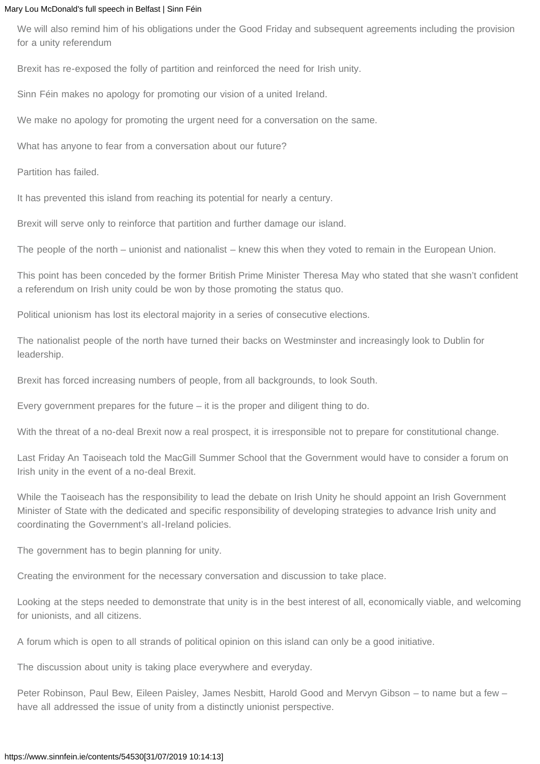We will also remind him of his obligations under the Good Friday and subsequent agreements including the provision for a unity referendum

Brexit has re-exposed the folly of partition and reinforced the need for Irish unity.

Sinn Féin makes no apology for promoting our vision of a united Ireland.

We make no apology for promoting the urgent need for a conversation on the same.

What has anyone to fear from a conversation about our future?

Partition has failed.

It has prevented this island from reaching its potential for nearly a century.

Brexit will serve only to reinforce that partition and further damage our island.

The people of the north – unionist and nationalist – knew this when they voted to remain in the European Union.

This point has been conceded by the former British Prime Minister Theresa May who stated that she wasn't confident a referendum on Irish unity could be won by those promoting the status quo.

Political unionism has lost its electoral majority in a series of consecutive elections.

The nationalist people of the north have turned their backs on Westminster and increasingly look to Dublin for leadership.

Brexit has forced increasing numbers of people, from all backgrounds, to look South.

Every government prepares for the future – it is the proper and diligent thing to do.

With the threat of a no-deal Brexit now a real prospect, it is irresponsible not to prepare for constitutional change.

Last Friday An Taoiseach told the MacGill Summer School that the Government would have to consider a forum on Irish unity in the event of a no-deal Brexit.

While the Taoiseach has the responsibility to lead the debate on Irish Unity he should appoint an Irish Government Minister of State with the dedicated and specific responsibility of developing strategies to advance Irish unity and coordinating the Government's all-Ireland policies.

The government has to begin planning for unity.

Creating the environment for the necessary conversation and discussion to take place.

Looking at the steps needed to demonstrate that unity is in the best interest of all, economically viable, and welcoming for unionists, and all citizens.

A forum which is open to all strands of political opinion on this island can only be a good initiative.

The discussion about unity is taking place everywhere and everyday.

Peter Robinson, Paul Bew, Eileen Paisley, James Nesbitt, Harold Good and Mervyn Gibson – to name but a few – have all addressed the issue of unity from a distinctly unionist perspective.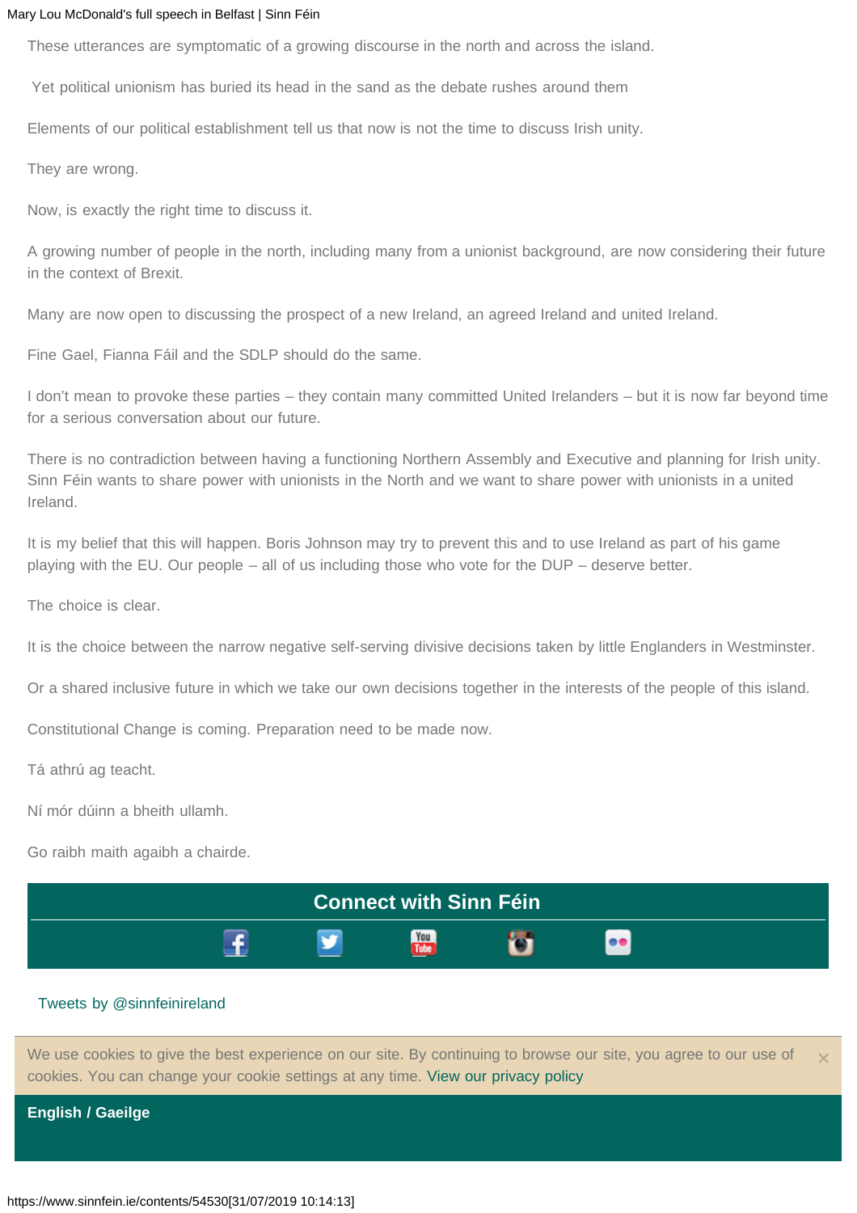These utterances are symptomatic of a growing discourse in the north and across the island.

Yet political unionism has buried its head in the sand as the debate rushes around them

Elements of our political establishment tell us that now is not the time to discuss Irish unity.

They are wrong.

Now, is exactly the right time to discuss it.

A growing number of people in the north, including many from a unionist background, are now considering their future in the context of Brexit.

Many are now open to discussing the prospect of a new Ireland, an agreed Ireland and united Ireland.

Fine Gael, Fianna Fáil and the SDLP should do the same.

I don't mean to provoke these parties – they contain many committed United Irelanders – but it is now far beyond time for a serious conversation about our future.

There is no contradiction between having a functioning Northern Assembly and Executive and planning for Irish unity. Sinn Féin wants to share power with unionists in the North and we want to share power with unionists in a united Ireland.

It is my belief that this will happen. Boris Johnson may try to prevent this and to use Ireland as part of his game playing with the EU. Our people – all of us including those who vote for the DUP – deserve better.

The choice is clear.

It is the choice between the narrow negative self-serving divisive decisions taken by little Englanders in Westminster.

Or a shared inclusive future in which we take our own decisions together in the interests of the people of this island.

Constitutional Change is coming. Preparation need to be made now.

Tá athrú ag teacht.

Ní mór dúinn a bheith ullamh.

Go raibh maith agaibh a chairde.

## Connect with Sinn Féin

Tweets by @sinnfeinireland

We use cookies to give the best experience on our site. By continuing to browse our site, you agree to our use of cookies. You can change your cookie settings at any time. View our privacy policy

**English / Gaeilge**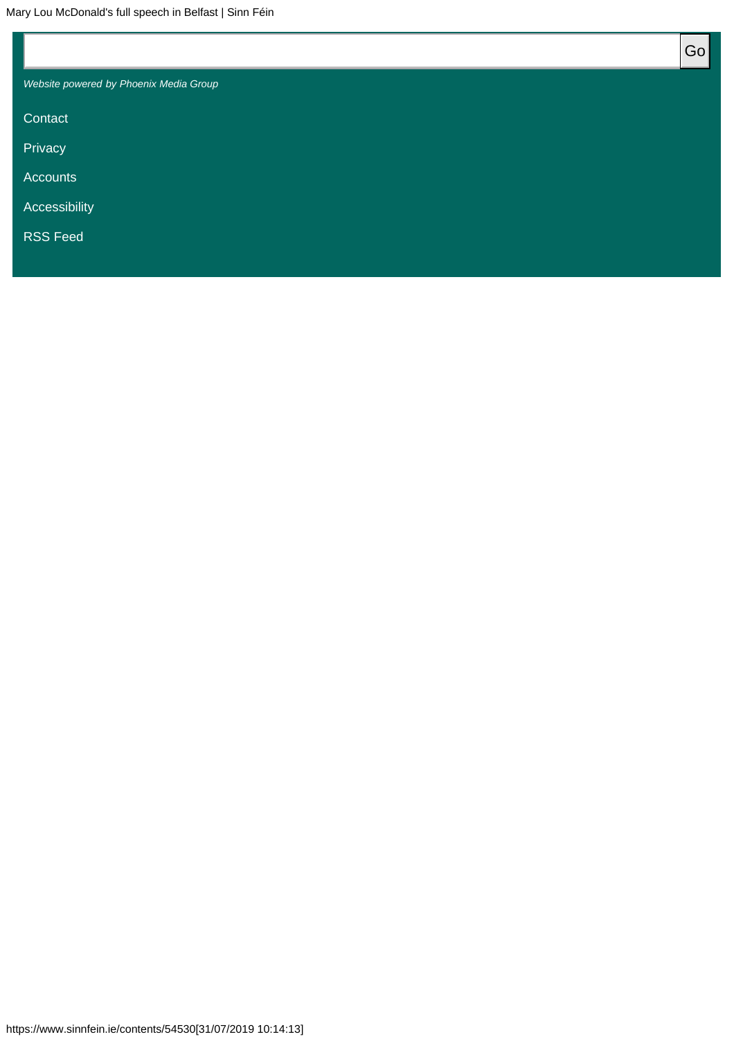Go

*Website powered by Phoenix Media Group*

Contact

Privacy

Accounts

Accessibility

RSS Feed